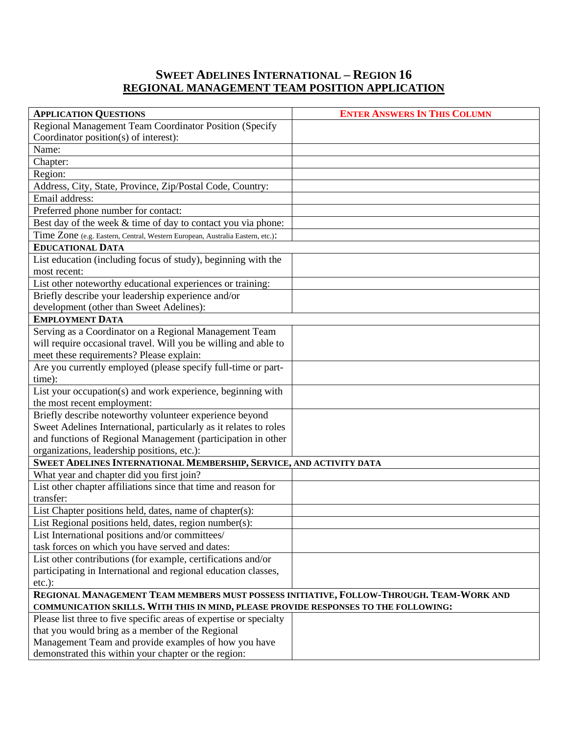# SWEET ADELINES INTERNATIONAL – REGION 16

## REGIONAL MANAGEMENT TEAM POSITION APPLICATION

| **APPLICATION QUESTIONS** | **ENTER ANSWERS IN THIS COLUMN** |
|---|---|
| Regional Management Team Coordinator Position (Specify Coordinator position(s) of interest): | |
| Name: | |
| Chapter: | |
| Region: | |
| Address, City, State, Province, Zip/Postal Code, Country: | |
| Email address: | |
| Preferred phone number for contact: | |
| Best day of the week & time of day to contact you via phone: | |
| Time Zone (e.g. Eastern, Central, Western European, Australia Eastern, etc.): | |
| **EDUCATIONAL DATA** | |
| List education (including focus of study), beginning with the most recent: | |
| List other noteworthy educational experiences or training: | |
| Briefly describe your leadership experience and/or development (other than Sweet Adelines): | |
| **EMPLOYMENT DATA** | |
| Serving as a Coordinator on a Regional Management Team will require occasional travel. Will you be willing and able to meet these requirements? Please explain: | |
| Are you currently employed (please specify full-time or part-time): | |
| List your occupation(s) and work experience, beginning with the most recent employment: | |
| Briefly describe noteworthy volunteer experience beyond Sweet Adelines International, particularly as it relates to roles and functions of Regional Management (participation in other organizations, leadership positions, etc.): | |
| **SWEET ADELINES INTERNATIONAL MEMBERSHIP, SERVICE, AND ACTIVITY DATA** | |
| What year and chapter did you first join? | |
| List other chapter affiliations since that time and reason for transfer: | |
| List Chapter positions held, dates, name of chapter(s): | |
| List Regional positions held, dates, region number(s): | |
| List International positions and/or committees/ task forces on which you have served and dates: | |
| List other contributions (for example, certifications and/or participating in International and regional education classes, etc.): | |
| **REGIONAL MANAGEMENT TEAM MEMBERS MUST POSSESS INITIATIVE, FOLLOW-THROUGH. TEAM-WORK AND COMMUNICATION SKILLS. WITH THIS IN MIND, PLEASE PROVIDE RESPONSES TO THE FOLLOWING:** | |
| Please list three to five specific areas of expertise or specialty that you would bring as a member of the Regional Management Team and provide examples of how you have demonstrated this within your chapter or the region: | |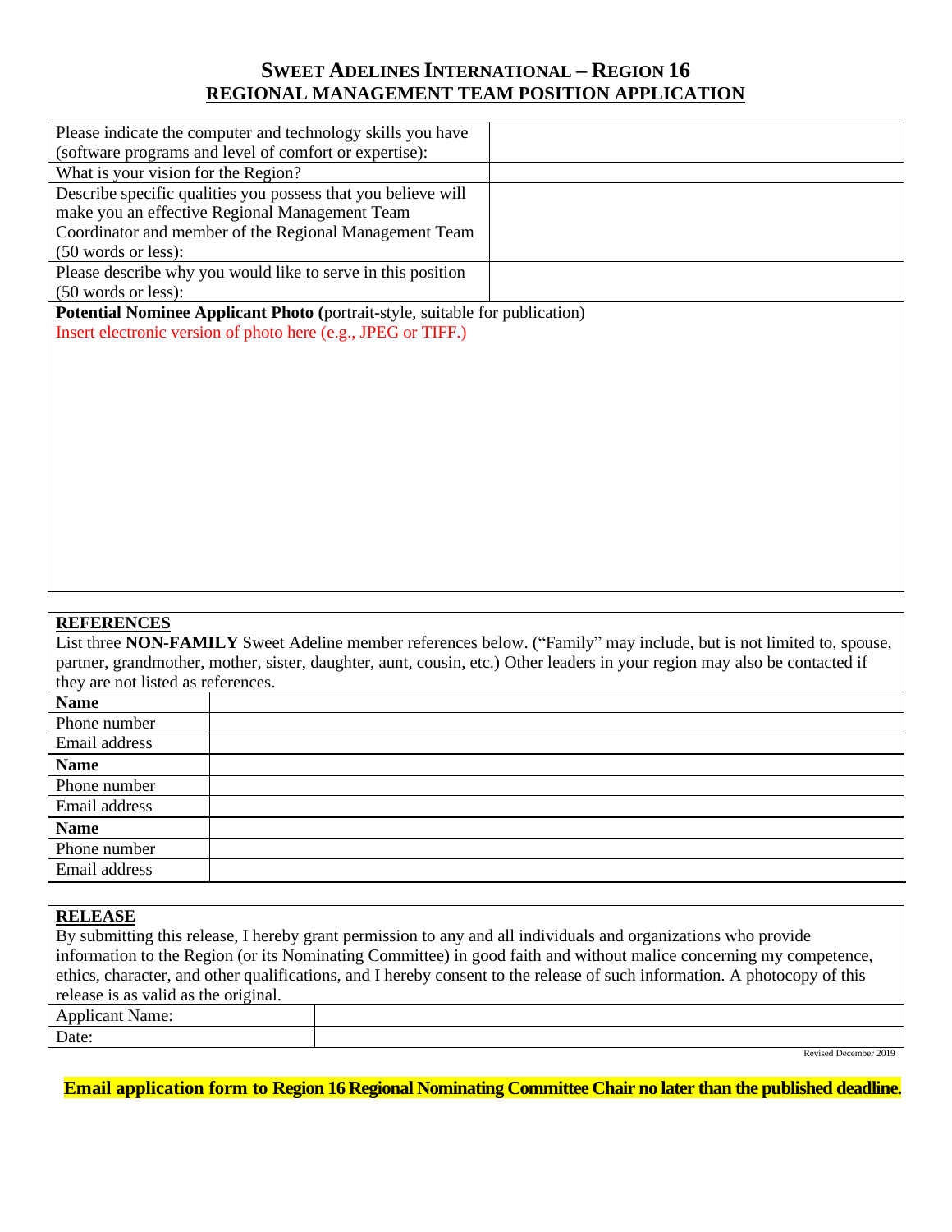# SWEET ADELINES INTERNATIONAL – REGION 16

## REGIONAL MANAGEMENT TEAM POSITION APPLICATION

| | |
|---|---|
| Please indicate the computer and technology skills you have (software programs and level of comfort or expertise): | |
| What is your vision for the Region? | |
| Describe specific qualities you possess that you believe will make you an effective Regional Management Team Coordinator and member of the Regional Management Team (50 words or less): | |
| Please describe why you would like to serve in this position (50 words or less): | |

**Potential Nominee Applicant Photo (**portrait-style, suitable for publication)

Insert electronic version of photo here (e.g., JPEG or TIFF.)

**REFERENCES**

List three **NON-FAMILY** Sweet Adeline member references below. ("Family" may include, but is not limited to, spouse, partner, grandmother, mother, sister, daughter, aunt, cousin, etc.) Other leaders in your region may also be contacted if they are not listed as references.

| | |
|---|---|
| **Name** | |
| Phone number | |
| Email address | |
| **Name** | |
| Phone number | |
| Email address | |
| **Name** | |
| Phone number | |
| Email address | |

**RELEASE**

By submitting this release, I hereby grant permission to any and all individuals and organizations who provide information to the Region (or its Nominating Committee) in good faith and without malice concerning my competence, ethics, character, and other qualifications, and I hereby consent to the release of such information. A photocopy of this release is as valid as the original.

| | |
|---|---|
| Applicant Name: | |
| Date: | |

Revised December 2019

**Email application form to Region 16 Regional Nominating Committee Chair no later than the published deadline.**